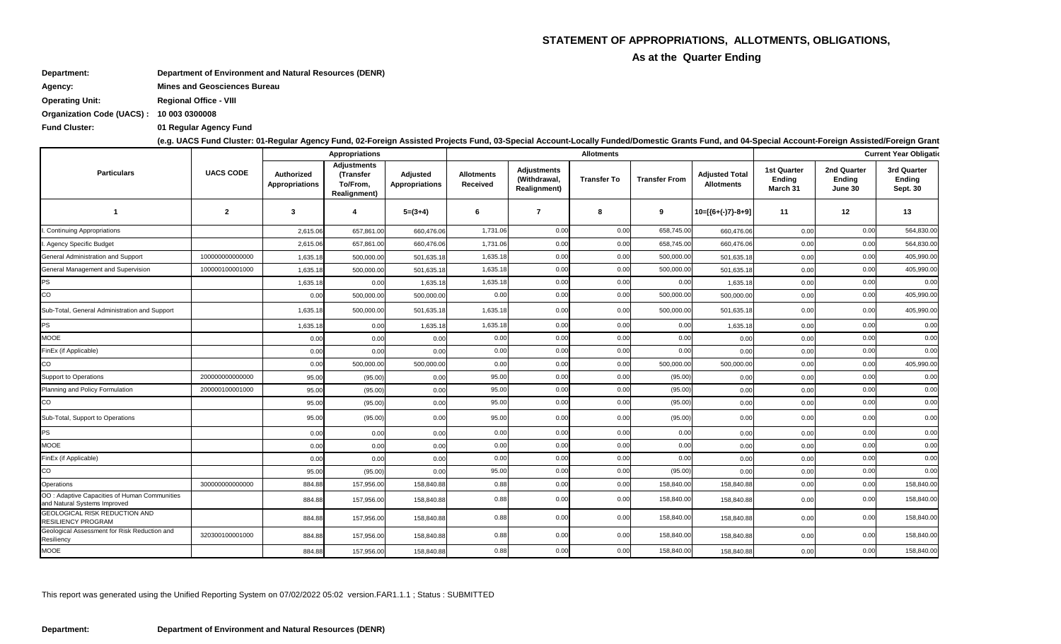# STATEMENT OF APPROPRIATIONS, ALLOTMENTS, OBLIGATIONS,

## As at the Quarter Ending

**Department:** Department of Environment and Natural Resources (DENR)

**Agency:** Mines and Geosciences Bureau

**Operating Unit:** Regional Office - VIII

**Organization Code (UACS) :** 10 003 0300008

**Fund Cluster:** 01 Regular Agency Fund

**(e.g. UACS Fund Cluster: 01-Regular Agency Fund, 02-Foreign Assisted Projects Fund, 03-Special Account-Locally Funded/Domestic Grants Fund, and 04-Special Account-Foreign Assisted/Foreign Grant**

| Particulars | UACS CODE | Appropriations | | | Allotments | | | | | Current Year Obligatio | | |
|---|---|---|---|---|---|---|---|---|---|---|---|---|
| | | Authorized Appropriations | Adjustments (Transfer To/From, Realignment) | Adjusted Appropriations | Allotments Received | Adjustments (Withdrawal, Realignment) | Transfer To | Transfer From | Adjusted Total Allotments | 1st Quarter Ending March 31 | 2nd Quarter Ending June 30 | 3rd Quarter Ending Sept. 30 |
| 1 | 2 | 3 | 4 | 5=(3+4) | 6 | 7 | 8 | 9 | 10=[{6+(-)7}-8+9] | 11 | 12 | 13 |
| I. Continuing Appropriations | | 2,615.06 | 657,861.00 | 660,476.06 | 1,731.06 | 0.00 | 0.00 | 658,745.00 | 660,476.06 | 0.00 | 0.00 | 564,830.00 |
| I. Agency Specific Budget | | 2,615.06 | 657,861.00 | 660,476.06 | 1,731.06 | 0.00 | 0.00 | 658,745.00 | 660,476.06 | 0.00 | 0.00 | 564,830.00 |
| General Administration and Support | 100000000000000 | 1,635.18 | 500,000.00 | 501,635.18 | 1,635.18 | 0.00 | 0.00 | 500,000.00 | 501,635.18 | 0.00 | 0.00 | 405,990.00 |
| General Management and Supervision | 100000100001000 | 1,635.18 | 500,000.00 | 501,635.18 | 1,635.18 | 0.00 | 0.00 | 500,000.00 | 501,635.18 | 0.00 | 0.00 | 405,990.00 |
| PS | | 1,635.18 | 0.00 | 1,635.18 | 1,635.18 | 0.00 | 0.00 | 0.00 | 1,635.18 | 0.00 | 0.00 | 0.00 |
| CO | | 0.00 | 500,000.00 | 500,000.00 | 0.00 | 0.00 | 0.00 | 500,000.00 | 500,000.00 | 0.00 | 0.00 | 405,990.00 |
| Sub-Total, General Administration and Support | | 1,635.18 | 500,000.00 | 501,635.18 | 1,635.18 | 0.00 | 0.00 | 500,000.00 | 501,635.18 | 0.00 | 0.00 | 405,990.00 |
| PS | | 1,635.18 | 0.00 | 1,635.18 | 1,635.18 | 0.00 | 0.00 | 0.00 | 1,635.18 | 0.00 | 0.00 | 0.00 |
| MOOE | | 0.00 | 0.00 | 0.00 | 0.00 | 0.00 | 0.00 | 0.00 | 0.00 | 0.00 | 0.00 | 0.00 |
| FinEx (if Applicable) | | 0.00 | 0.00 | 0.00 | 0.00 | 0.00 | 0.00 | 0.00 | 0.00 | 0.00 | 0.00 | 0.00 |
| CO | | 0.00 | 500,000.00 | 500,000.00 | 0.00 | 0.00 | 0.00 | 500,000.00 | 500,000.00 | 0.00 | 0.00 | 405,990.00 |
| Support to Operations | 200000000000000 | 95.00 | (95.00) | 0.00 | 95.00 | 0.00 | 0.00 | (95.00) | 0.00 | 0.00 | 0.00 | 0.00 |
| Planning and Policy Formulation | 200000100001000 | 95.00 | (95.00) | 0.00 | 95.00 | 0.00 | 0.00 | (95.00) | 0.00 | 0.00 | 0.00 | 0.00 |
| CO | | 95.00 | (95.00) | 0.00 | 95.00 | 0.00 | 0.00 | (95.00) | 0.00 | 0.00 | 0.00 | 0.00 |
| Sub-Total, Support to Operations | | 95.00 | (95.00) | 0.00 | 95.00 | 0.00 | 0.00 | (95.00) | 0.00 | 0.00 | 0.00 | 0.00 |
| PS | | 0.00 | 0.00 | 0.00 | 0.00 | 0.00 | 0.00 | 0.00 | 0.00 | 0.00 | 0.00 | 0.00 |
| MOOE | | 0.00 | 0.00 | 0.00 | 0.00 | 0.00 | 0.00 | 0.00 | 0.00 | 0.00 | 0.00 | 0.00 |
| FinEx (if Applicable) | | 0.00 | 0.00 | 0.00 | 0.00 | 0.00 | 0.00 | 0.00 | 0.00 | 0.00 | 0.00 | 0.00 |
| CO | | 95.00 | (95.00) | 0.00 | 95.00 | 0.00 | 0.00 | (95.00) | 0.00 | 0.00 | 0.00 | 0.00 |
| Operations | 300000000000000 | 884.88 | 157,956.00 | 158,840.88 | 0.88 | 0.00 | 0.00 | 158,840.00 | 158,840.88 | 0.00 | 0.00 | 158,840.00 |
| OO : Adaptive Capacities of Human Communities and Natural Systems Improved | | 884.88 | 157,956.00 | 158,840.88 | 0.88 | 0.00 | 0.00 | 158,840.00 | 158,840.88 | 0.00 | 0.00 | 158,840.00 |
| GEOLOGICAL RISK REDUCTION AND RESILIENCY PROGRAM | | 884.88 | 157,956.00 | 158,840.88 | 0.88 | 0.00 | 0.00 | 158,840.00 | 158,840.88 | 0.00 | 0.00 | 158,840.00 |
| Geological Assessment for Risk Reduction and Resiliency | 320300100001000 | 884.88 | 157,956.00 | 158,840.88 | 0.88 | 0.00 | 0.00 | 158,840.00 | 158,840.88 | 0.00 | 0.00 | 158,840.00 |
| MOOE | | 884.88 | 157,956.00 | 158,840.88 | 0.88 | 0.00 | 0.00 | 158,840.00 | 158,840.88 | 0.00 | 0.00 | 158,840.00 |

This report was generated using the Unified Reporting System on 07/02/2022 05:02 version.FAR1.1.1 ; Status : SUBMITTED

**Department:** Department of Environment and Natural Resources (DENR)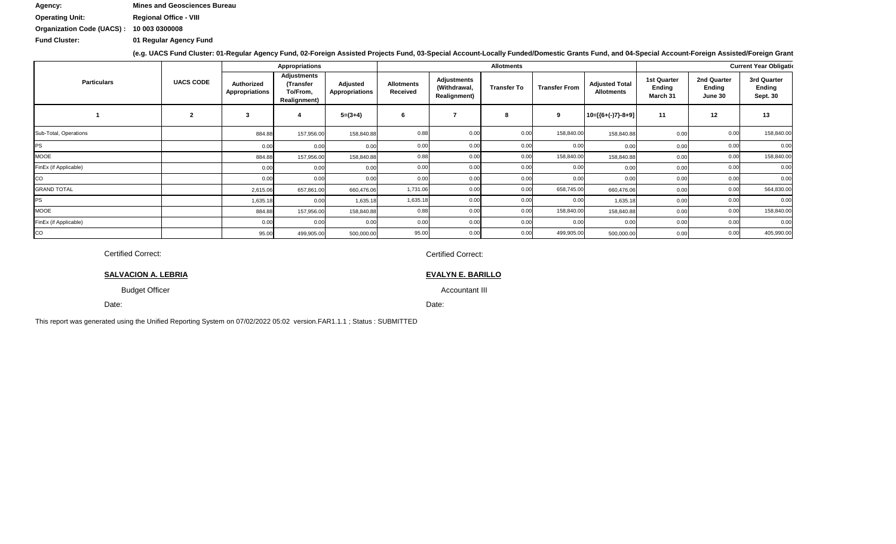**Agency:** Mines and Geosciences Bureau

**Operating Unit:** Regional Office - VIII

**Organization Code (UACS) :** 10 003 0300008

**Fund Cluster:** 01 Regular Agency Fund

**(e.g. UACS Fund Cluster: 01-Regular Agency Fund, 02-Foreign Assisted Projects Fund, 03-Special Account-Locally Funded/Domestic Grants Fund, and 04-Special Account-Foreign Assisted/Foreign Grant**

| Particulars | UACS CODE | Appropriations | | | Allotments | | | | | Current Year Obligati | | |
|---|---|---|---|---|---|---|---|---|---|---|---|---|
| | | Authorized Appropriations | Adjustments (Transfer To/From, Realignment) | Adjusted Appropriations | Allotments Received | Adjustments (Withdrawal, Realignment) | Transfer To | Transfer From | Adjusted Total Allotments | 1st Quarter Ending March 31 | 2nd Quarter Ending June 30 | 3rd Quarter Ending Sept. 30 |
| 1 | 2 | 3 | 4 | 5=(3+4) | 6 | 7 | 8 | 9 | 10=[{6+(-)7}-8+9] | 11 | 12 | 13 |
| Sub-Total, Operations | | 884.88 | 157,956.00 | 158,840.88 | 0.88 | 0.00 | 0.00 | 158,840.00 | 158,840.88 | 0.00 | 0.00 | 158,840.00 |
| PS | | 0.00 | 0.00 | 0.00 | 0.00 | 0.00 | 0.00 | 0.00 | 0.00 | 0.00 | 0.00 | 0.00 |
| MOOE | | 884.88 | 157,956.00 | 158,840.88 | 0.88 | 0.00 | 0.00 | 158,840.00 | 158,840.88 | 0.00 | 0.00 | 158,840.00 |
| FinEx (if Applicable) | | 0.00 | 0.00 | 0.00 | 0.00 | 0.00 | 0.00 | 0.00 | 0.00 | 0.00 | 0.00 | 0.00 |
| CO | | 0.00 | 0.00 | 0.00 | 0.00 | 0.00 | 0.00 | 0.00 | 0.00 | 0.00 | 0.00 | 0.00 |
| GRAND TOTAL | | 2,615.06 | 657,861.00 | 660,476.06 | 1,731.06 | 0.00 | 0.00 | 658,745.00 | 660,476.06 | 0.00 | 0.00 | 564,830.00 |
| PS | | 1,635.18 | 0.00 | 1,635.18 | 1,635.18 | 0.00 | 0.00 | 0.00 | 1,635.18 | 0.00 | 0.00 | 0.00 |
| MOOE | | 884.88 | 157,956.00 | 158,840.88 | 0.88 | 0.00 | 0.00 | 158,840.00 | 158,840.88 | 0.00 | 0.00 | 158,840.00 |
| FinEx (if Applicable) | | 0.00 | 0.00 | 0.00 | 0.00 | 0.00 | 0.00 | 0.00 | 0.00 | 0.00 | 0.00 | 0.00 |
| CO | | 95.00 | 499,905.00 | 500,000.00 | 95.00 | 0.00 | 0.00 | 499,905.00 | 500,000.00 | 0.00 | 0.00 | 405,990.00 |

Certified Correct:

**SALVACION A. LEBRIA**

Budget Officer

Date:

Certified Correct:

**EVALYN E. BARILLO**

Accountant III

Date:

This report was generated using the Unified Reporting System on 07/02/2022 05:02 version.FAR1.1.1 ; Status : SUBMITTED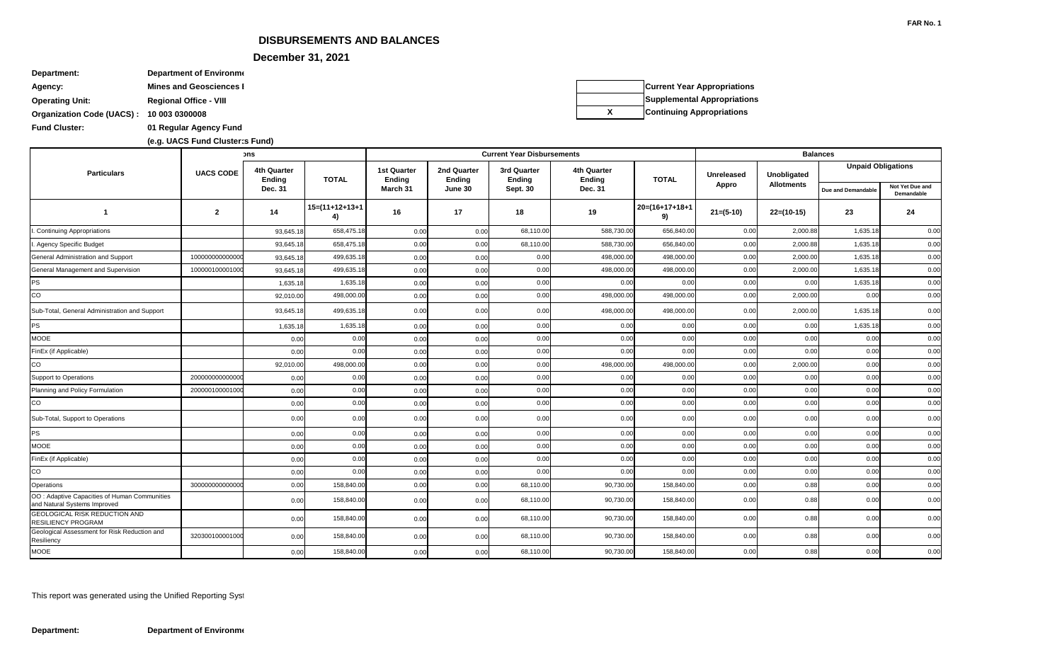FAR No. 1

# DISBURSEMENTS AND BALANCES

## December 31, 2021

**Department:** Department of Environme

**Agency:** Mines and Geosciences I

**Operating Unit:** Regional Office - VIII

**Organization Code (UACS) :** 10 003 0300008

**Fund Cluster:** 01 Regular Agency Fund

**(e.g. UACS Fund Cluster:s Fund)**

| | |
|---|---|
| | Current Year Appropriations |
| | Supplemental Appropriations |
| X | Continuing Appropriations |

| Particulars | UACS CODE | ons | | Current Year Disbursements | | | | | Balances | | | |
|---|---|---|---|---|---|---|---|---|---|---|---|---|
| | | 4th Quarter Ending Dec. 31 | TOTAL | 1st Quarter Ending March 31 | 2nd Quarter Ending June 30 | 3rd Quarter Ending Sept. 30 | 4th Quarter Ending Dec. 31 | TOTAL | Unreleased Appro | Unobligated Allotments | Unpaid Obligations | |
| | | | | | | | | | | | Due and Demandable | Not Yet Due and Demandable |
| 1 | 2 | 14 | 15=(11+12+13+14) | 16 | 17 | 18 | 19 | 20=(16+17+18+19) | 21=(5-10) | 22=(10-15) | 23 | 24 |
| I. Continuing Appropriations | | 93,645.18 | 658,475.18 | 0.00 | 0.00 | 68,110.00 | 588,730.00 | 656,840.00 | 0.00 | 2,000.88 | 1,635.18 | 0.00 |
| I. Agency Specific Budget | | 93,645.18 | 658,475.18 | 0.00 | 0.00 | 68,110.00 | 588,730.00 | 656,840.00 | 0.00 | 2,000.88 | 1,635.18 | 0.00 |
| General Administration and Support | 100000000000000 | 93,645.18 | 499,635.18 | 0.00 | 0.00 | 0.00 | 498,000.00 | 498,000.00 | 0.00 | 2,000.00 | 1,635.18 | 0.00 |
| General Management and Supervision | 100000100001000 | 93,645.18 | 499,635.18 | 0.00 | 0.00 | 0.00 | 498,000.00 | 498,000.00 | 0.00 | 2,000.00 | 1,635.18 | 0.00 |
| PS | | 1,635.18 | 1,635.18 | 0.00 | 0.00 | 0.00 | 0.00 | 0.00 | 0.00 | 0.00 | 1,635.18 | 0.00 |
| CO | | 92,010.00 | 498,000.00 | 0.00 | 0.00 | 0.00 | 498,000.00 | 498,000.00 | 0.00 | 2,000.00 | 0.00 | 0.00 |
| Sub-Total, General Administration and Support | | 93,645.18 | 499,635.18 | 0.00 | 0.00 | 0.00 | 498,000.00 | 498,000.00 | 0.00 | 2,000.00 | 1,635.18 | 0.00 |
| PS | | 1,635.18 | 1,635.18 | 0.00 | 0.00 | 0.00 | 0.00 | 0.00 | 0.00 | 0.00 | 1,635.18 | 0.00 |
| MOOE | | 0.00 | 0.00 | 0.00 | 0.00 | 0.00 | 0.00 | 0.00 | 0.00 | 0.00 | 0.00 | 0.00 |
| FinEx (if Applicable) | | 0.00 | 0.00 | 0.00 | 0.00 | 0.00 | 0.00 | 0.00 | 0.00 | 0.00 | 0.00 | 0.00 |
| CO | | 92,010.00 | 498,000.00 | 0.00 | 0.00 | 0.00 | 498,000.00 | 498,000.00 | 0.00 | 2,000.00 | 0.00 | 0.00 |
| Support to Operations | 200000000000000 | 0.00 | 0.00 | 0.00 | 0.00 | 0.00 | 0.00 | 0.00 | 0.00 | 0.00 | 0.00 | 0.00 |
| Planning and Policy Formulation | 200000100001000 | 0.00 | 0.00 | 0.00 | 0.00 | 0.00 | 0.00 | 0.00 | 0.00 | 0.00 | 0.00 | 0.00 |
| CO | | 0.00 | 0.00 | 0.00 | 0.00 | 0.00 | 0.00 | 0.00 | 0.00 | 0.00 | 0.00 | 0.00 |
| Sub-Total, Support to Operations | | 0.00 | 0.00 | 0.00 | 0.00 | 0.00 | 0.00 | 0.00 | 0.00 | 0.00 | 0.00 | 0.00 |
| PS | | 0.00 | 0.00 | 0.00 | 0.00 | 0.00 | 0.00 | 0.00 | 0.00 | 0.00 | 0.00 | 0.00 |
| MOOE | | 0.00 | 0.00 | 0.00 | 0.00 | 0.00 | 0.00 | 0.00 | 0.00 | 0.00 | 0.00 | 0.00 |
| FinEx (if Applicable) | | 0.00 | 0.00 | 0.00 | 0.00 | 0.00 | 0.00 | 0.00 | 0.00 | 0.00 | 0.00 | 0.00 |
| CO | | 0.00 | 0.00 | 0.00 | 0.00 | 0.00 | 0.00 | 0.00 | 0.00 | 0.00 | 0.00 | 0.00 |
| Operations | 300000000000000 | 0.00 | 158,840.00 | 0.00 | 0.00 | 68,110.00 | 90,730.00 | 158,840.00 | 0.00 | 0.88 | 0.00 | 0.00 |
| OO : Adaptive Capacities of Human Communities and Natural Systems Improved | | 0.00 | 158,840.00 | 0.00 | 0.00 | 68,110.00 | 90,730.00 | 158,840.00 | 0.00 | 0.88 | 0.00 | 0.00 |
| GEOLOGICAL RISK REDUCTION AND RESILIENCY PROGRAM | | 0.00 | 158,840.00 | 0.00 | 0.00 | 68,110.00 | 90,730.00 | 158,840.00 | 0.00 | 0.88 | 0.00 | 0.00 |
| Geological Assessment for Risk Reduction and Resiliency | 320300100001000 | 0.00 | 158,840.00 | 0.00 | 0.00 | 68,110.00 | 90,730.00 | 158,840.00 | 0.00 | 0.88 | 0.00 | 0.00 |
| MOOE | | 0.00 | 158,840.00 | 0.00 | 0.00 | 68,110.00 | 90,730.00 | 158,840.00 | 0.00 | 0.88 | 0.00 | 0.00 |

This report was generated using the Unified Reporting Syst

**Department:** Department of Environme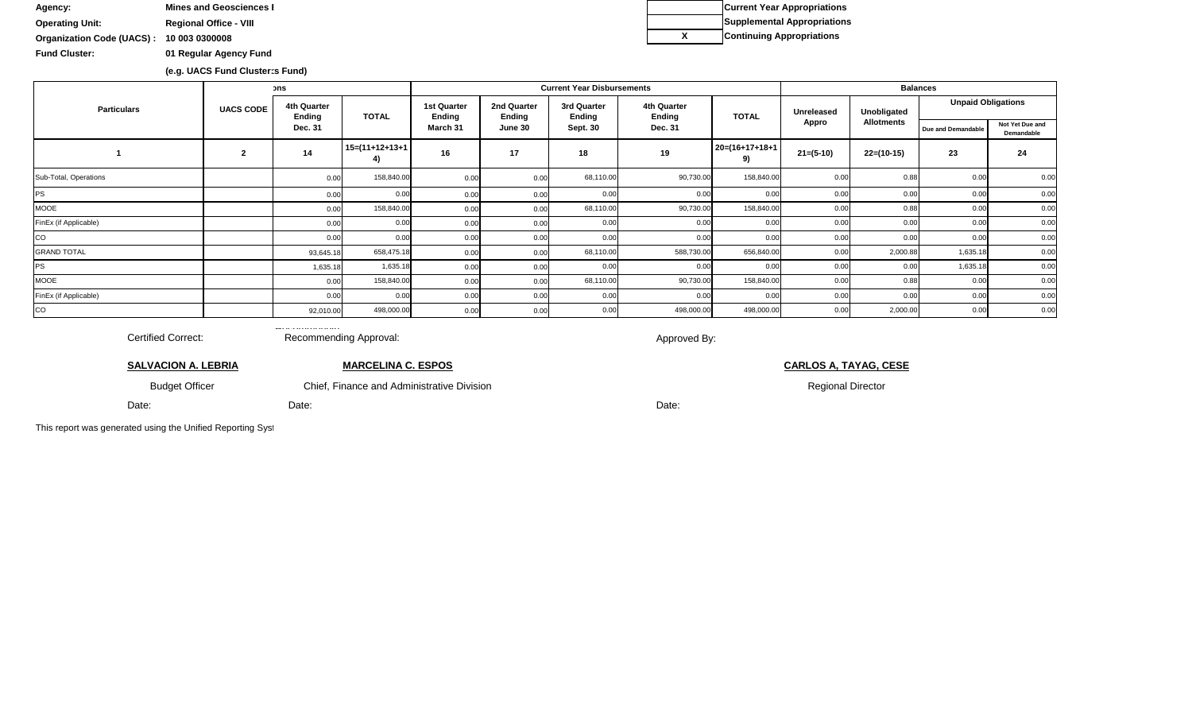| Agency: | Mines and Geosciences I |
|---|---|
| Operating Unit: | Regional Office - VIII |
| Organization Code (UACS) : | 10 003 0300008 |
| Fund Cluster: | 01 Regular Agency Fund |
| | (e.g. UACS Fund Cluster:s Fund) |

| | |
|---|---|
| | Current Year Appropriations |
| | Supplemental Appropriations |
| X | Continuing Appropriations |

| Particulars | UACS CODE | ons | | Current Year Disbursements | | | | | Balances | | | |
|---|---|---|---|---|---|---|---|---|---|---|---|---|
| | | 4th Quarter Ending Dec. 31 | TOTAL | 1st Quarter Ending March 31 | 2nd Quarter Ending June 30 | 3rd Quarter Ending Sept. 30 | 4th Quarter Ending Dec. 31 | TOTAL | Unreleased Appro | Unobligated Allotments | Unpaid Obligations | |
| | | | | | | | | | | | Due and Demandable | Not Yet Due and Demandable |
| 1 | 2 | 14 | 15=(11+12+13+14) | 16 | 17 | 18 | 19 | 20=(16+17+18+19) | 21=(5-10) | 22=(10-15) | 23 | 24 |
| Sub-Total, Operations | | 0.00 | 158,840.00 | 0.00 | 0.00 | 68,110.00 | 90,730.00 | 158,840.00 | 0.00 | 0.88 | 0.00 | 0.00 |
| PS | | 0.00 | 0.00 | 0.00 | 0.00 | 0.00 | 0.00 | 0.00 | 0.00 | 0.00 | 0.00 | 0.00 |
| MOOE | | 0.00 | 158,840.00 | 0.00 | 0.00 | 68,110.00 | 90,730.00 | 158,840.00 | 0.00 | 0.88 | 0.00 | 0.00 |
| FinEx (if Applicable) | | 0.00 | 0.00 | 0.00 | 0.00 | 0.00 | 0.00 | 0.00 | 0.00 | 0.00 | 0.00 | 0.00 |
| CO | | 0.00 | 0.00 | 0.00 | 0.00 | 0.00 | 0.00 | 0.00 | 0.00 | 0.00 | 0.00 | 0.00 |
| GRAND TOTAL | | 93,645.18 | 658,475.18 | 0.00 | 0.00 | 68,110.00 | 588,730.00 | 656,840.00 | 0.00 | 2,000.88 | 1,635.18 | 0.00 |
| PS | | 1,635.18 | 1,635.18 | 0.00 | 0.00 | 0.00 | 0.00 | 0.00 | 0.00 | 0.00 | 1,635.18 | 0.00 |
| MOOE | | 0.00 | 158,840.00 | 0.00 | 0.00 | 68,110.00 | 90,730.00 | 158,840.00 | 0.00 | 0.88 | 0.00 | 0.00 |
| FinEx (if Applicable) | | 0.00 | 0.00 | 0.00 | 0.00 | 0.00 | 0.00 | 0.00 | 0.00 | 0.00 | 0.00 | 0.00 |
| CO | | 92,010.00 | 498,000.00 | 0.00 | 0.00 | 0.00 | 498,000.00 | 498,000.00 | 0.00 | 2,000.00 | 0.00 | 0.00 |

Certified Correct:

**SALVACION A. LEBRIA**
Budget Officer
Date:

Recommending Approval:

**MARCELINA C. ESPOS**
Chief, Finance and Administrative Division
Date:

Approved By:

**CARLOS A, TAYAG, CESE**
Regional Director
Date:

This report was generated using the Unified Reporting Syst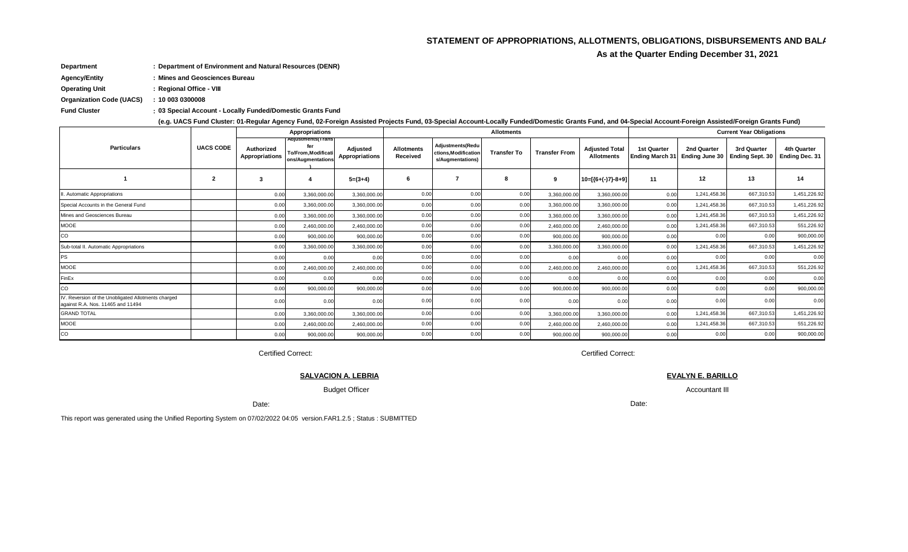## STATEMENT OF APPROPRIATIONS, ALLOTMENTS, OBLIGATIONS, DISBURSEMENTS AND BALA

### As at the Quarter Ending December 31, 2021

**Department** : **Department of Environment and Natural Resources (DENR)**

**Agency/Entity** : **Mines and Geosciences Bureau**

**Operating Unit** : **Regional Office - VIII**

**Organization Code (UACS)** : **10 003 0300008**

**Fund Cluster** : **03 Special Account - Locally Funded/Domestic Grants Fund**

**(e.g. UACS Fund Cluster: 01-Regular Agency Fund, 02-Foreign Assisted Projects Fund, 03-Special Account-Locally Funded/Domestic Grants Fund, and 04-Special Account-Foreign Assisted/Foreign Grants Fund)**

| Particulars | UACS CODE | Appropriations | | | Allotments | | | | | Current Year Obligations | | | |
|---|---|---|---|---|---|---|---|---|---|---|---|---|---|
| | | Authorized Appropriations | Adjustments(Transfer To/From,Modifications/Augmentations) | Adjusted Appropriations | Allotments Received | Adjustments(Reductions,Modifications/Augmentations) | Transfer To | Transfer From | Adjusted Total Allotments | 1st Quarter Ending March 31 | 2nd Quarter Ending June 30 | 3rd Quarter Ending Sept. 30 | 4th Quarter Ending Dec. 31 |
| 1 | 2 | 3 | 4 | 5=(3+4) | 6 | 7 | 8 | 9 | 10=[{6+(-)7}-8+9] | 11 | 12 | 13 | 14 |
| II. Automatic Appropriations | | 0.00 | 3,360,000.00 | 3,360,000.00 | 0.00 | 0.00 | 0.00 | 3,360,000.00 | 3,360,000.00 | 0.00 | 1,241,458.36 | 667,310.53 | 1,451,226.92 |
| Special Accounts in the General Fund | | 0.00 | 3,360,000.00 | 3,360,000.00 | 0.00 | 0.00 | 0.00 | 3,360,000.00 | 3,360,000.00 | 0.00 | 1,241,458.36 | 667,310.53 | 1,451,226.92 |
| Mines and Geosciences Bureau | | 0.00 | 3,360,000.00 | 3,360,000.00 | 0.00 | 0.00 | 0.00 | 3,360,000.00 | 3,360,000.00 | 0.00 | 1,241,458.36 | 667,310.53 | 1,451,226.92 |
| MOOE | | 0.00 | 2,460,000.00 | 2,460,000.00 | 0.00 | 0.00 | 0.00 | 2,460,000.00 | 2,460,000.00 | 0.00 | 1,241,458.36 | 667,310.53 | 551,226.92 |
| CO | | 0.00 | 900,000.00 | 900,000.00 | 0.00 | 0.00 | 0.00 | 900,000.00 | 900,000.00 | 0.00 | 0.00 | 0.00 | 900,000.00 |
| Sub-total II. Automatic Appropriations | | 0.00 | 3,360,000.00 | 3,360,000.00 | 0.00 | 0.00 | 0.00 | 3,360,000.00 | 3,360,000.00 | 0.00 | 1,241,458.36 | 667,310.53 | 1,451,226.92 |
| PS | | 0.00 | 0.00 | 0.00 | 0.00 | 0.00 | 0.00 | 0.00 | 0.00 | 0.00 | 0.00 | 0.00 | 0.00 |
| MOOE | | 0.00 | 2,460,000.00 | 2,460,000.00 | 0.00 | 0.00 | 0.00 | 2,460,000.00 | 2,460,000.00 | 0.00 | 1,241,458.36 | 667,310.53 | 551,226.92 |
| FinEx | | 0.00 | 0.00 | 0.00 | 0.00 | 0.00 | 0.00 | 0.00 | 0.00 | 0.00 | 0.00 | 0.00 | 0.00 |
| CO | | 0.00 | 900,000.00 | 900,000.00 | 0.00 | 0.00 | 0.00 | 900,000.00 | 900,000.00 | 0.00 | 0.00 | 0.00 | 900,000.00 |
| IV. Reversion of the Unobligated Allotments charged against R.A. Nos. 11465 and 11494 | | 0.00 | 0.00 | 0.00 | 0.00 | 0.00 | 0.00 | 0.00 | 0.00 | 0.00 | 0.00 | 0.00 | 0.00 |
| GRAND TOTAL | | 0.00 | 3,360,000.00 | 3,360,000.00 | 0.00 | 0.00 | 0.00 | 3,360,000.00 | 3,360,000.00 | 0.00 | 1,241,458.36 | 667,310.53 | 1,451,226.92 |
| MOOE | | 0.00 | 2,460,000.00 | 2,460,000.00 | 0.00 | 0.00 | 0.00 | 2,460,000.00 | 2,460,000.00 | 0.00 | 1,241,458.36 | 667,310.53 | 551,226.92 |
| CO | | 0.00 | 900,000.00 | 900,000.00 | 0.00 | 0.00 | 0.00 | 900,000.00 | 900,000.00 | 0.00 | 0.00 | 0.00 | 900,000.00 |

Certified Correct:

**SALVACION A. LEBRIA**

Budget Officer

Date:

Certified Correct:

**EVALYN E. BARILLO**

Accountant III

Date:

This report was generated using the Unified Reporting System on 07/02/2022 04:05 version.FAR1.2.5 ; Status : SUBMITTED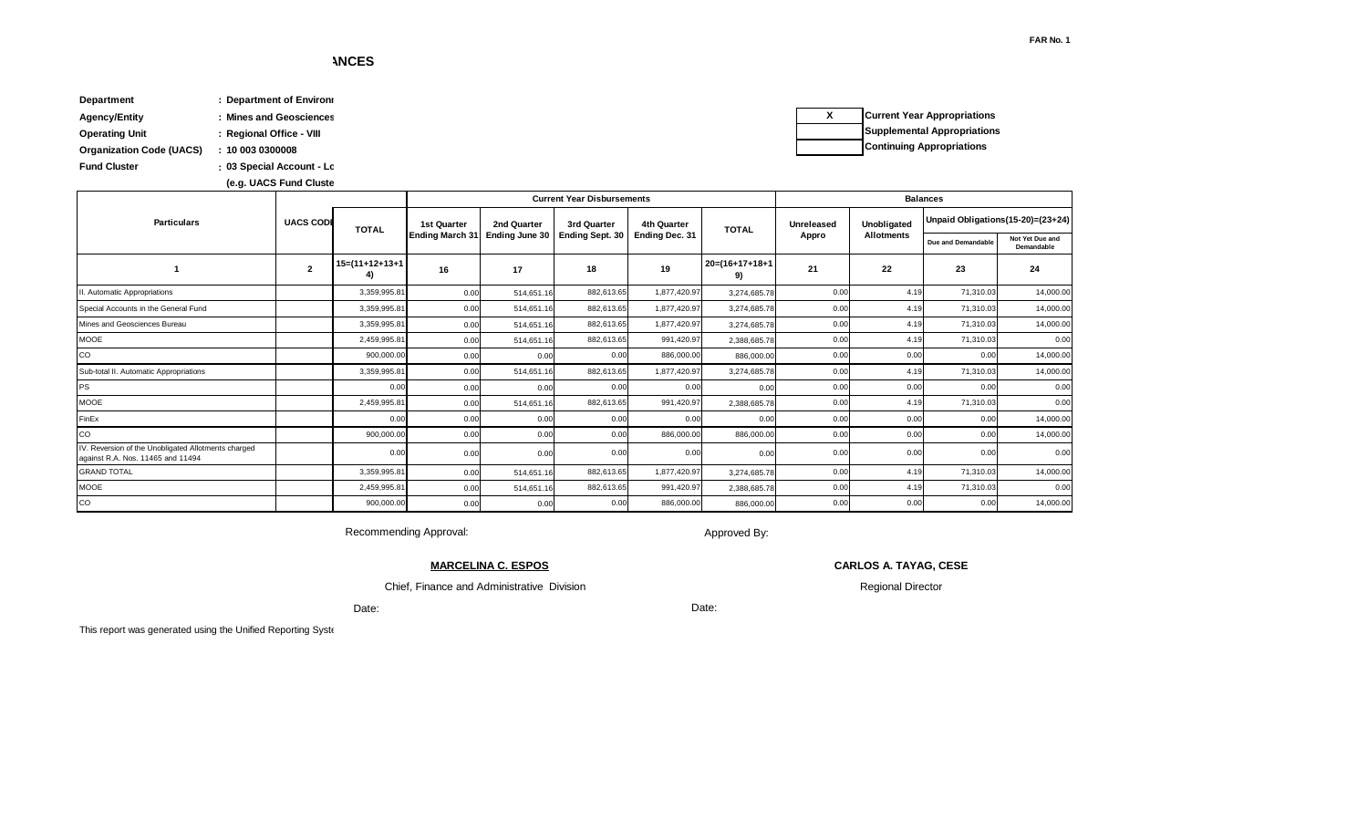FAR No. 1

# ANCES

**Department** : Department of Environ
**Agency/Entity** : Mines and Geosciences
**Operating Unit** : Regional Office - VIII
**Organization Code (UACS)** : 10 003 0300008
**Fund Cluster** : 03 Special Account - Lo
(e.g. UACS Fund Cluste

| X | Current Year Appropriations |
|---|---|
| | Supplemental Appropriations |
| | Continuing Appropriations |

| Particulars | UACS CODE | TOTAL | Current Year Disbursements | | | | | Balances | | | |
|---|---|---|---|---|---|---|---|---|---|---|---|
| | | | 1st Quarter Ending March 31 | 2nd Quarter Ending June 30 | 3rd Quarter Ending Sept. 30 | 4th Quarter Ending Dec. 31 | TOTAL | Unreleased Appro | Unobligated Allotments | Unpaid Obligations(15-20)=(23+24) | |
| | | | | | | | | | | Due and Demandable | Not Yet Due and Demandable |
| 1 | 2 | 15=(11+12+13+14) | 16 | 17 | 18 | 19 | 20=(16+17+18+19) | 21 | 22 | 23 | 24 |
| II. Automatic Appropriations | | 3,359,995.81 | 0.00 | 514,651.16 | 882,613.65 | 1,877,420.97 | 3,274,685.78 | 0.00 | 4.19 | 71,310.03 | 14,000.00 |
| Special Accounts in the General Fund | | 3,359,995.81 | 0.00 | 514,651.16 | 882,613.65 | 1,877,420.97 | 3,274,685.78 | 0.00 | 4.19 | 71,310.03 | 14,000.00 |
| Mines and Geosciences Bureau | | 3,359,995.81 | 0.00 | 514,651.16 | 882,613.65 | 1,877,420.97 | 3,274,685.78 | 0.00 | 4.19 | 71,310.03 | 14,000.00 |
| MOOE | | 2,459,995.81 | 0.00 | 514,651.16 | 882,613.65 | 991,420.97 | 2,388,685.78 | 0.00 | 4.19 | 71,310.03 | 0.00 |
| CO | | 900,000.00 | 0.00 | 0.00 | 0.00 | 886,000.00 | 886,000.00 | 0.00 | 0.00 | 0.00 | 14,000.00 |
| Sub-total II. Automatic Appropriations | | 3,359,995.81 | 0.00 | 514,651.16 | 882,613.65 | 1,877,420.97 | 3,274,685.78 | 0.00 | 4.19 | 71,310.03 | 14,000.00 |
| PS | | 0.00 | 0.00 | 0.00 | 0.00 | 0.00 | 0.00 | 0.00 | 0.00 | 0.00 | 0.00 |
| MOOE | | 2,459,995.81 | 0.00 | 514,651.16 | 882,613.65 | 991,420.97 | 2,388,685.78 | 0.00 | 4.19 | 71,310.03 | 0.00 |
| FinEx | | 0.00 | 0.00 | 0.00 | 0.00 | 0.00 | 0.00 | 0.00 | 0.00 | 0.00 | 14,000.00 |
| CO | | 900,000.00 | 0.00 | 0.00 | 0.00 | 886,000.00 | 886,000.00 | 0.00 | 0.00 | 0.00 | 14,000.00 |
| IV. Reversion of the Unobligated Allotments charged against R.A. Nos. 11465 and 11494 | | 0.00 | 0.00 | 0.00 | 0.00 | 0.00 | 0.00 | 0.00 | 0.00 | 0.00 | 0.00 |
| GRAND TOTAL | | 3,359,995.81 | 0.00 | 514,651.16 | 882,613.65 | 1,877,420.97 | 3,274,685.78 | 0.00 | 4.19 | 71,310.03 | 14,000.00 |
| MOOE | | 2,459,995.81 | 0.00 | 514,651.16 | 882,613.65 | 991,420.97 | 2,388,685.78 | 0.00 | 4.19 | 71,310.03 | 0.00 |
| CO | | 900,000.00 | 0.00 | 0.00 | 0.00 | 886,000.00 | 886,000.00 | 0.00 | 0.00 | 0.00 | 14,000.00 |

Recommending Approval:

**MARCELINA C. ESPOS**
Chief, Finance and Administrative Division

Date:

Approved By:

**CARLOS A. TAYAG, CESE**
Regional Director

Date:

This report was generated using the Unified Reporting Syste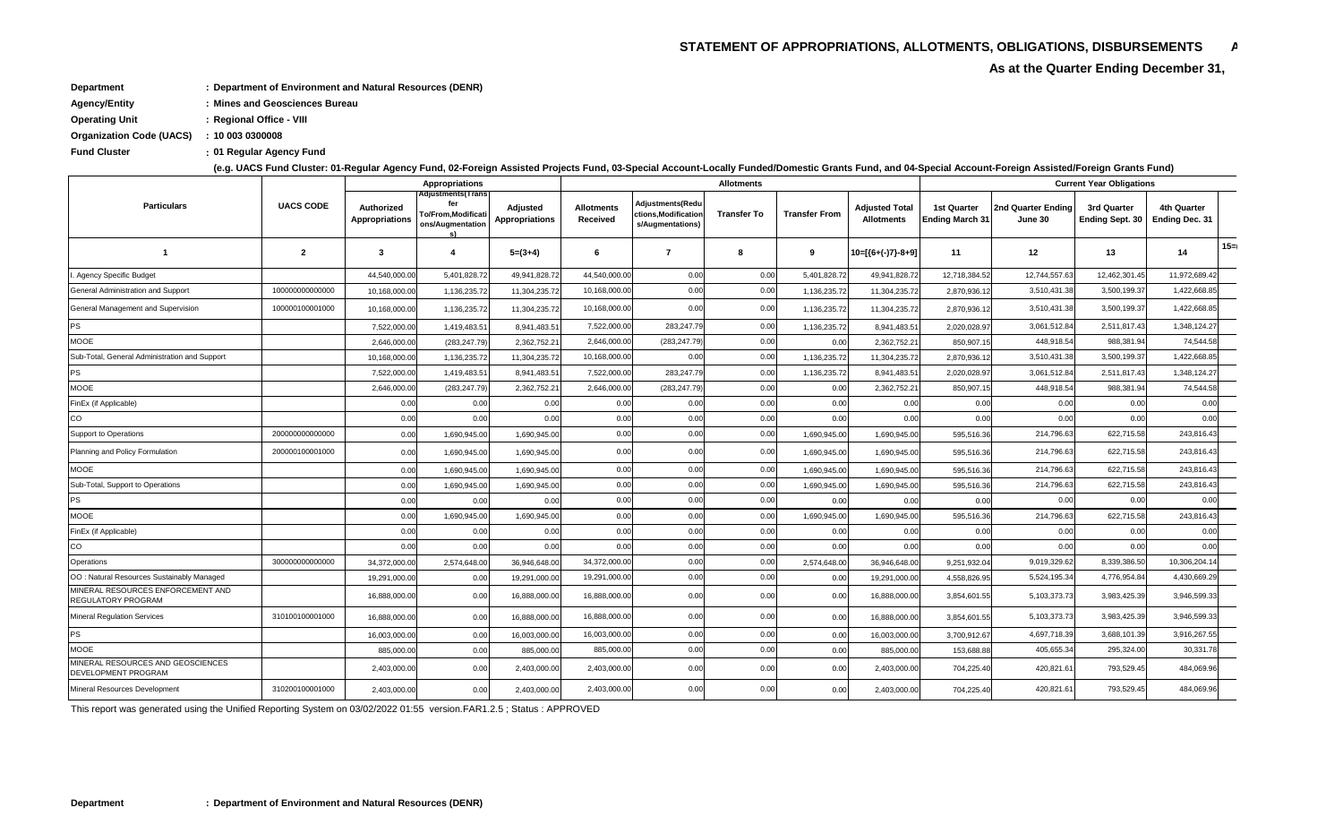# STATEMENT OF APPROPRIATIONS, ALLOTMENTS, OBLIGATIONS, DISBURSEMENTS A

**As at the Quarter Ending December 31,**

**Department** : **Department of Environment and Natural Resources (DENR)**
**Agency/Entity** : **Mines and Geosciences Bureau**
**Operating Unit** : **Regional Office - VIII**
**Organization Code (UACS)** : **10 003 0300008**
**Fund Cluster** : **01 Regular Agency Fund**

**(e.g. UACS Fund Cluster: 01-Regular Agency Fund, 02-Foreign Assisted Projects Fund, 03-Special Account-Locally Funded/Domestic Grants Fund, and 04-Special Account-Foreign Assisted/Foreign Grants Fund)**

| Particulars | UACS CODE | Appropriations | | | Allotments | | | | | Current Year Obligations | | | | |
|---|---|---|---|---|---|---|---|---|---|---|---|---|---|---|
| | | Authorized Appropriations | Adjustments(Transfer To/From,Modifications/Augmentations) | Adjusted Appropriations | Allotments Received | Adjustments(Reductions,Modifications/Augmentations) | Transfer To | Transfer From | Adjusted Total Allotments | 1st Quarter Ending March 31 | 2nd Quarter Ending June 30 | 3rd Quarter Ending Sept. 30 | 4th Quarter Ending Dec. 31 | |
| 1 | 2 | 3 | 4 | 5=(3+4) | 6 | 7 | 8 | 9 | 10=[{6+(-)7}-8+9] | 11 | 12 | 13 | 14 | 15= |
| I. Agency Specific Budget | | 44,540,000.00 | 5,401,828.72 | 49,941,828.72 | 44,540,000.00 | 0.00 | 0.00 | 5,401,828.72 | 49,941,828.72 | 12,718,384.52 | 12,744,557.63 | 12,462,301.45 | 11,972,689.42 | |
| General Administration and Support | 100000000000000 | 10,168,000.00 | 1,136,235.72 | 11,304,235.72 | 10,168,000.00 | 0.00 | 0.00 | 1,136,235.72 | 11,304,235.72 | 2,870,936.12 | 3,510,431.38 | 3,500,199.37 | 1,422,668.85 | |
| General Management and Supervision | 100000100001000 | 10,168,000.00 | 1,136,235.72 | 11,304,235.72 | 10,168,000.00 | 0.00 | 0.00 | 1,136,235.72 | 11,304,235.72 | 2,870,936.12 | 3,510,431.38 | 3,500,199.37 | 1,422,668.85 | |
| PS | | 7,522,000.00 | 1,419,483.51 | 8,941,483.51 | 7,522,000.00 | 283,247.79 | 0.00 | 1,136,235.72 | 8,941,483.51 | 2,020,028.97 | 3,061,512.84 | 2,511,817.43 | 1,348,124.27 | |
| MOOE | | 2,646,000.00 | (283,247.79) | 2,362,752.21 | 2,646,000.00 | (283,247.79) | 0.00 | 0.00 | 2,362,752.21 | 850,907.15 | 448,918.54 | 988,381.94 | 74,544.58 | |
| Sub-Total, General Administration and Support | | 10,168,000.00 | 1,136,235.72 | 11,304,235.72 | 10,168,000.00 | 0.00 | 0.00 | 1,136,235.72 | 11,304,235.72 | 2,870,936.12 | 3,510,431.38 | 3,500,199.37 | 1,422,668.85 | |
| PS | | 7,522,000.00 | 1,419,483.51 | 8,941,483.51 | 7,522,000.00 | 283,247.79 | 0.00 | 1,136,235.72 | 8,941,483.51 | 2,020,028.97 | 3,061,512.84 | 2,511,817.43 | 1,348,124.27 | |
| MOOE | | 2,646,000.00 | (283,247.79) | 2,362,752.21 | 2,646,000.00 | (283,247.79) | 0.00 | 0.00 | 2,362,752.21 | 850,907.15 | 448,918.54 | 988,381.94 | 74,544.58 | |
| FinEx (if Applicable) | | 0.00 | 0.00 | 0.00 | 0.00 | 0.00 | 0.00 | 0.00 | 0.00 | 0.00 | 0.00 | 0.00 | 0.00 | |
| CO | | 0.00 | 0.00 | 0.00 | 0.00 | 0.00 | 0.00 | 0.00 | 0.00 | 0.00 | 0.00 | 0.00 | 0.00 | |
| Support to Operations | 200000000000000 | 0.00 | 1,690,945.00 | 1,690,945.00 | 0.00 | 0.00 | 0.00 | 1,690,945.00 | 1,690,945.00 | 595,516.36 | 214,796.63 | 622,715.58 | 243,816.43 | |
| Planning and Policy Formulation | 200000100001000 | 0.00 | 1,690,945.00 | 1,690,945.00 | 0.00 | 0.00 | 0.00 | 1,690,945.00 | 1,690,945.00 | 595,516.36 | 214,796.63 | 622,715.58 | 243,816.43 | |
| MOOE | | 0.00 | 1,690,945.00 | 1,690,945.00 | 0.00 | 0.00 | 0.00 | 1,690,945.00 | 1,690,945.00 | 595,516.36 | 214,796.63 | 622,715.58 | 243,816.43 | |
| Sub-Total, Support to Operations | | 0.00 | 1,690,945.00 | 1,690,945.00 | 0.00 | 0.00 | 0.00 | 1,690,945.00 | 1,690,945.00 | 595,516.36 | 214,796.63 | 622,715.58 | 243,816.43 | |
| PS | | 0.00 | 0.00 | 0.00 | 0.00 | 0.00 | 0.00 | 0.00 | 0.00 | 0.00 | 0.00 | 0.00 | 0.00 | |
| MOOE | | 0.00 | 1,690,945.00 | 1,690,945.00 | 0.00 | 0.00 | 0.00 | 1,690,945.00 | 1,690,945.00 | 595,516.36 | 214,796.63 | 622,715.58 | 243,816.43 | |
| FinEx (if Applicable) | | 0.00 | 0.00 | 0.00 | 0.00 | 0.00 | 0.00 | 0.00 | 0.00 | 0.00 | 0.00 | 0.00 | 0.00 | |
| CO | | 0.00 | 0.00 | 0.00 | 0.00 | 0.00 | 0.00 | 0.00 | 0.00 | 0.00 | 0.00 | 0.00 | 0.00 | |
| Operations | 300000000000000 | 34,372,000.00 | 2,574,648.00 | 36,946,648.00 | 34,372,000.00 | 0.00 | 0.00 | 2,574,648.00 | 36,946,648.00 | 9,251,932.04 | 9,019,329.62 | 8,339,386.50 | 10,306,204.14 | |
| OO : Natural Resources Sustainably Managed | | 19,291,000.00 | 0.00 | 19,291,000.00 | 19,291,000.00 | 0.00 | 0.00 | 0.00 | 19,291,000.00 | 4,558,826.95 | 5,524,195.34 | 4,776,954.84 | 4,430,669.29 | |
| MINERAL RESOURCES ENFORCEMENT AND REGULATORY PROGRAM | | 16,888,000.00 | 0.00 | 16,888,000.00 | 16,888,000.00 | 0.00 | 0.00 | 0.00 | 16,888,000.00 | 3,854,601.55 | 5,103,373.73 | 3,983,425.39 | 3,946,599.33 | |
| Mineral Regulation Services | 310100100001000 | 16,888,000.00 | 0.00 | 16,888,000.00 | 16,888,000.00 | 0.00 | 0.00 | 0.00 | 16,888,000.00 | 3,854,601.55 | 5,103,373.73 | 3,983,425.39 | 3,946,599.33 | |
| PS | | 16,003,000.00 | 0.00 | 16,003,000.00 | 16,003,000.00 | 0.00 | 0.00 | 0.00 | 16,003,000.00 | 3,700,912.67 | 4,697,718.39 | 3,688,101.39 | 3,916,267.55 | |
| MOOE | | 885,000.00 | 0.00 | 885,000.00 | 885,000.00 | 0.00 | 0.00 | 0.00 | 885,000.00 | 153,688.88 | 405,655.34 | 295,324.00 | 30,331.78 | |
| MINERAL RESOURCES AND GEOSCIENCES DEVELOPMENT PROGRAM | | 2,403,000.00 | 0.00 | 2,403,000.00 | 2,403,000.00 | 0.00 | 0.00 | 0.00 | 2,403,000.00 | 704,225.40 | 420,821.61 | 793,529.45 | 484,069.96 | |
| Mineral Resources Development | 310200100001000 | 2,403,000.00 | 0.00 | 2,403,000.00 | 2,403,000.00 | 0.00 | 0.00 | 0.00 | 2,403,000.00 | 704,225.40 | 420,821.61 | 793,529.45 | 484,069.96 | |

This report was generated using the Unified Reporting System on 03/02/2022 01:55 version.FAR1.2.5 ; Status : APPROVED

**Department** : **Department of Environment and Natural Resources (DENR)**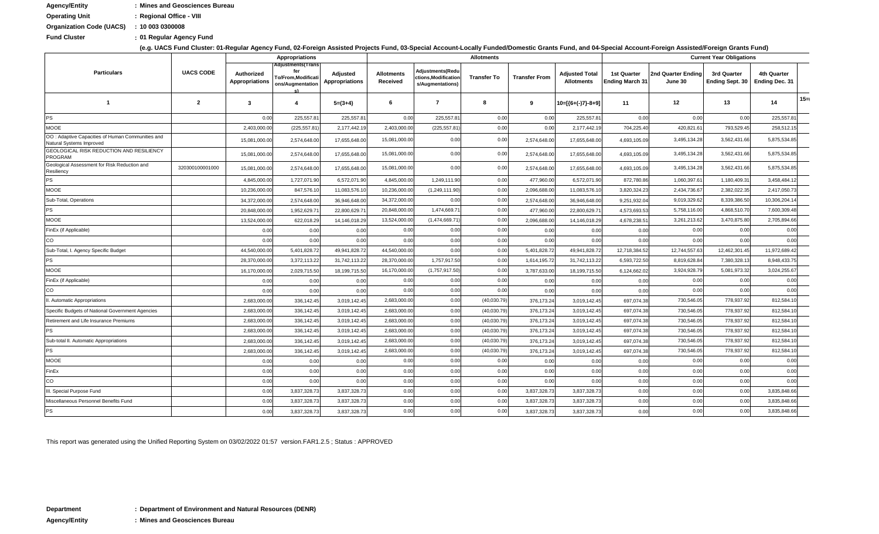**Agency/Entity** : **Mines and Geosciences Bureau**

**Operating Unit** : **Regional Office - VIII**

**Organization Code (UACS)** : **10 003 0300008**

**Fund Cluster** : **01 Regular Agency Fund**

**(e.g. UACS Fund Cluster: 01-Regular Agency Fund, 02-Foreign Assisted Projects Fund, 03-Special Account-Locally Funded/Domestic Grants Fund, and 04-Special Account-Foreign Assisted/Foreign Grants Fund)**

| Particulars | UACS CODE | Appropriations | | | Allotments | | | | | Current Year Obligations | | | | |
|---|---|---|---|---|---|---|---|---|---|---|---|---|---|---|
| | | Authorized Appropriations | Adjustments(Transfer To/From,Modifications/Augmentations) | Adjusted Appropriations | Allotments Received | Adjustments(Reductions,Modifications/Augmentations) | Transfer To | Transfer From | Adjusted Total Allotments | 1st Quarter Ending March 31 | 2nd Quarter Ending June 30 | 3rd Quarter Ending Sept. 30 | 4th Quarter Ending Dec. 31 | |
| 1 | 2 | 3 | 4 | 5=(3+4) | 6 | 7 | 8 | 9 | 10=[{6+(-)7}-8+9] | 11 | 12 | 13 | 14 | 15= |
| PS | | 0.00 | 225,557.81 | 225,557.81 | 0.00 | 225,557.81 | 0.00 | 0.00 | 225,557.81 | 0.00 | 0.00 | 0.00 | 225,557.81 | |
| MOOE | | 2,403,000.00 | (225,557.81) | 2,177,442.19 | 2,403,000.00 | (225,557.81) | 0.00 | 0.00 | 2,177,442.19 | 704,225.40 | 420,821.61 | 793,529.45 | 258,512.15 | |
| OO : Adaptive Capacities of Human Communities and Natural Systems Improved | | 15,081,000.00 | 2,574,648.00 | 17,655,648.00 | 15,081,000.00 | 0.00 | 0.00 | 2,574,648.00 | 17,655,648.00 | 4,693,105.09 | 3,495,134.28 | 3,562,431.66 | 5,875,534.85 | |
| GEOLOGICAL RISK REDUCTION AND RESILIENCY PROGRAM | | 15,081,000.00 | 2,574,648.00 | 17,655,648.00 | 15,081,000.00 | 0.00 | 0.00 | 2,574,648.00 | 17,655,648.00 | 4,693,105.09 | 3,495,134.28 | 3,562,431.66 | 5,875,534.85 | |
| Geological Assessment for Risk Reduction and Resiliency | 320300100001000 | 15,081,000.00 | 2,574,648.00 | 17,655,648.00 | 15,081,000.00 | 0.00 | 0.00 | 2,574,648.00 | 17,655,648.00 | 4,693,105.09 | 3,495,134.28 | 3,562,431.66 | 5,875,534.85 | |
| PS | | 4,845,000.00 | 1,727,071.90 | 6,572,071.90 | 4,845,000.00 | 1,249,111.90 | 0.00 | 477,960.00 | 6,572,071.90 | 872,780.86 | 1,060,397.61 | 1,180,409.31 | 3,458,484.12 | |
| MOOE | | 10,236,000.00 | 847,576.10 | 11,083,576.10 | 10,236,000.00 | (1,249,111.90) | 0.00 | 2,096,688.00 | 11,083,576.10 | 3,820,324.23 | 2,434,736.67 | 2,382,022.35 | 2,417,050.73 | |
| Sub-Total, Operations | | 34,372,000.00 | 2,574,648.00 | 36,946,648.00 | 34,372,000.00 | 0.00 | 0.00 | 2,574,648.00 | 36,946,648.00 | 9,251,932.04 | 9,019,329.62 | 8,339,386.50 | 10,306,204.14 | |
| PS | | 20,848,000.00 | 1,952,629.71 | 22,800,629.71 | 20,848,000.00 | 1,474,669.71 | 0.00 | 477,960.00 | 22,800,629.71 | 4,573,693.53 | 5,758,116.00 | 4,868,510.70 | 7,600,309.48 | |
| MOOE | | 13,524,000.00 | 622,018.29 | 14,146,018.29 | 13,524,000.00 | (1,474,669.71) | 0.00 | 2,096,688.00 | 14,146,018.29 | 4,678,238.51 | 3,261,213.62 | 3,470,875.80 | 2,705,894.66 | |
| FinEx (if Applicable) | | 0.00 | 0.00 | 0.00 | 0.00 | 0.00 | 0.00 | 0.00 | 0.00 | 0.00 | 0.00 | 0.00 | 0.00 | |
| CO | | 0.00 | 0.00 | 0.00 | 0.00 | 0.00 | 0.00 | 0.00 | 0.00 | 0.00 | 0.00 | 0.00 | 0.00 | |
| Sub-Total, I. Agency Specific Budget | | 44,540,000.00 | 5,401,828.72 | 49,941,828.72 | 44,540,000.00 | 0.00 | 0.00 | 5,401,828.72 | 49,941,828.72 | 12,718,384.52 | 12,744,557.63 | 12,462,301.45 | 11,972,689.42 | |
| PS | | 28,370,000.00 | 3,372,113.22 | 31,742,113.22 | 28,370,000.00 | 1,757,917.50 | 0.00 | 1,614,195.72 | 31,742,113.22 | 6,593,722.50 | 8,819,628.84 | 7,380,328.13 | 8,948,433.75 | |
| MOOE | | 16,170,000.00 | 2,029,715.50 | 18,199,715.50 | 16,170,000.00 | (1,757,917.50) | 0.00 | 3,787,633.00 | 18,199,715.50 | 6,124,662.02 | 3,924,928.79 | 5,081,973.32 | 3,024,255.67 | |
| FinEx (if Applicable) | | 0.00 | 0.00 | 0.00 | 0.00 | 0.00 | 0.00 | 0.00 | 0.00 | 0.00 | 0.00 | 0.00 | 0.00 | |
| CO | | 0.00 | 0.00 | 0.00 | 0.00 | 0.00 | 0.00 | 0.00 | 0.00 | 0.00 | 0.00 | 0.00 | 0.00 | |
| II. Automatic Appropriations | | 2,683,000.00 | 336,142.45 | 3,019,142.45 | 2,683,000.00 | 0.00 | (40,030.79) | 376,173.24 | 3,019,142.45 | 697,074.38 | 730,546.05 | 778,937.92 | 812,584.10 | |
| Specific Budgets of National Government Agencies | | 2,683,000.00 | 336,142.45 | 3,019,142.45 | 2,683,000.00 | 0.00 | (40,030.79) | 376,173.24 | 3,019,142.45 | 697,074.38 | 730,546.05 | 778,937.92 | 812,584.10 | |
| Retirement and Life Insurance Premiums | | 2,683,000.00 | 336,142.45 | 3,019,142.45 | 2,683,000.00 | 0.00 | (40,030.79) | 376,173.24 | 3,019,142.45 | 697,074.38 | 730,546.05 | 778,937.92 | 812,584.10 | |
| PS | | 2,683,000.00 | 336,142.45 | 3,019,142.45 | 2,683,000.00 | 0.00 | (40,030.79) | 376,173.24 | 3,019,142.45 | 697,074.38 | 730,546.05 | 778,937.92 | 812,584.10 | |
| Sub-total II. Automatic Appropriations | | 2,683,000.00 | 336,142.45 | 3,019,142.45 | 2,683,000.00 | 0.00 | (40,030.79) | 376,173.24 | 3,019,142.45 | 697,074.38 | 730,546.05 | 778,937.92 | 812,584.10 | |
| PS | | 2,683,000.00 | 336,142.45 | 3,019,142.45 | 2,683,000.00 | 0.00 | (40,030.79) | 376,173.24 | 3,019,142.45 | 697,074.38 | 730,546.05 | 778,937.92 | 812,584.10 | |
| MOOE | | 0.00 | 0.00 | 0.00 | 0.00 | 0.00 | 0.00 | 0.00 | 0.00 | 0.00 | 0.00 | 0.00 | 0.00 | |
| FinEx | | 0.00 | 0.00 | 0.00 | 0.00 | 0.00 | 0.00 | 0.00 | 0.00 | 0.00 | 0.00 | 0.00 | 0.00 | |
| CO | | 0.00 | 0.00 | 0.00 | 0.00 | 0.00 | 0.00 | 0.00 | 0.00 | 0.00 | 0.00 | 0.00 | 0.00 | |
| III. Special Purpose Fund | | 0.00 | 3,837,328.73 | 3,837,328.73 | 0.00 | 0.00 | 0.00 | 3,837,328.73 | 3,837,328.73 | 0.00 | 0.00 | 0.00 | 3,835,848.66 | |
| Miscellaneous Personnel Benefits Fund | | 0.00 | 3,837,328.73 | 3,837,328.73 | 0.00 | 0.00 | 0.00 | 3,837,328.73 | 3,837,328.73 | 0.00 | 0.00 | 0.00 | 3,835,848.66 | |
| PS | | 0.00 | 3,837,328.73 | 3,837,328.73 | 0.00 | 0.00 | 0.00 | 3,837,328.73 | 3,837,328.73 | 0.00 | 0.00 | 0.00 | 3,835,848.66 | |

This report was generated using the Unified Reporting System on 03/02/2022 01:57 version.FAR1.2.5 ; Status : APPROVED

**Department** : **Department of Environment and Natural Resources (DENR)**

**Agency/Entity** : **Mines and Geosciences Bureau**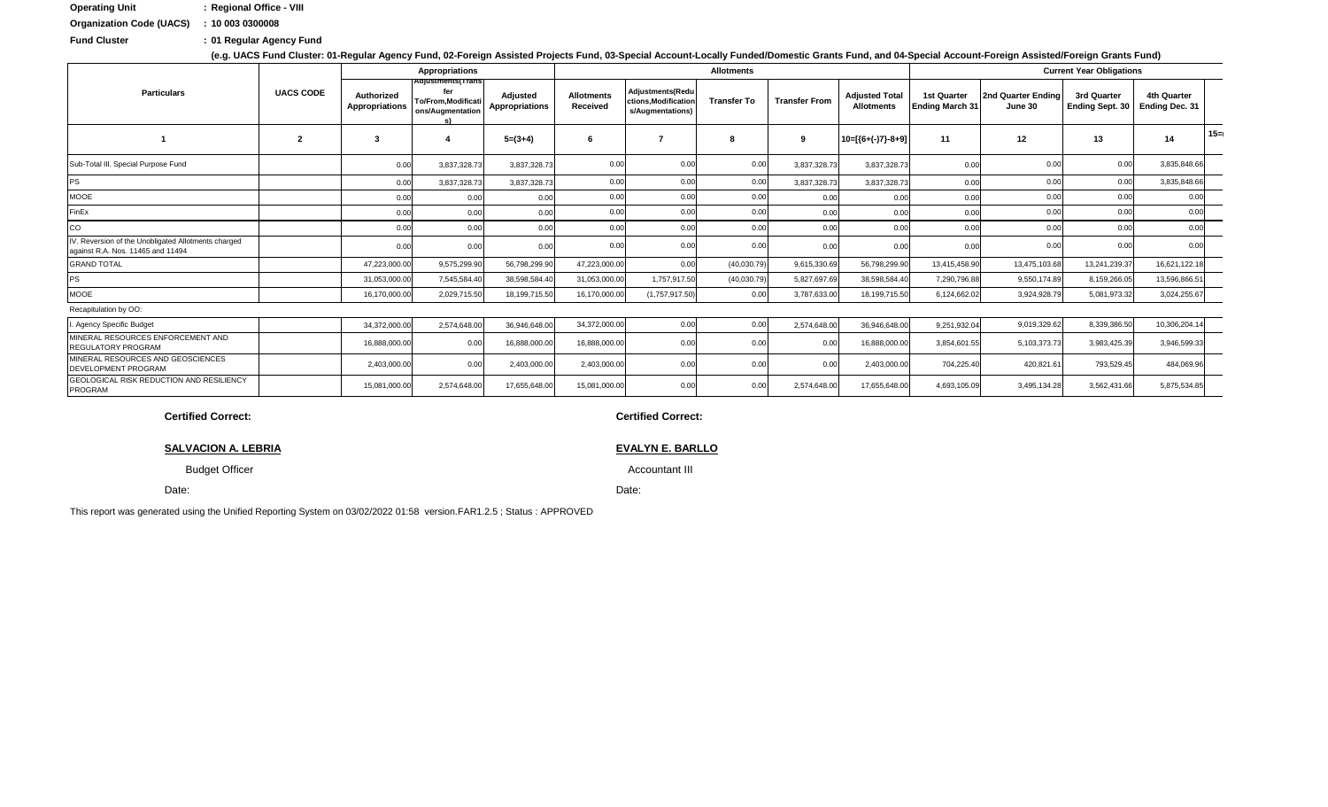**Operating Unit** : **Regional Office - VIII**

**Organization Code (UACS)** : **10 003 0300008**

**Fund Cluster** : **01 Regular Agency Fund**

**(e.g. UACS Fund Cluster: 01-Regular Agency Fund, 02-Foreign Assisted Projects Fund, 03-Special Account-Locally Funded/Domestic Grants Fund, and 04-Special Account-Foreign Assisted/Foreign Grants Fund)**

| Particulars | UACS CODE | Appropriations | | | Allotments | | | | | Current Year Obligations | | | |
|---|---|---|---|---|---|---|---|---|---|---|---|---|---|
| | | Authorized Appropriations | Adjustments(Transfer To/From,Modifications/Augmentations) | Adjusted Appropriations | Allotments Received | Adjustments(Reductions,Modifications/Augmentations) | Transfer To | Transfer From | Adjusted Total Allotments | 1st Quarter Ending March 31 | 2nd Quarter Ending June 30 | 3rd Quarter Ending Sept. 30 | 4th Quarter Ending Dec. 31 |
| 1 | 2 | 3 | 4 | 5=(3+4) | 6 | 7 | 8 | 9 | 10=[{6+(-)7}-8+9] | 11 | 12 | 13 | 14 |
| Sub-Total III. Special Purpose Fund | | 0.00 | 3,837,328.73 | 3,837,328.73 | 0.00 | 0.00 | 0.00 | 3,837,328.73 | 3,837,328.73 | 0.00 | 0.00 | 0.00 | 3,835,848.66 |
| PS | | 0.00 | 3,837,328.73 | 3,837,328.73 | 0.00 | 0.00 | 0.00 | 3,837,328.73 | 3,837,328.73 | 0.00 | 0.00 | 0.00 | 3,835,848.66 |
| MOOE | | 0.00 | 0.00 | 0.00 | 0.00 | 0.00 | 0.00 | 0.00 | 0.00 | 0.00 | 0.00 | 0.00 | 0.00 |
| FinEx | | 0.00 | 0.00 | 0.00 | 0.00 | 0.00 | 0.00 | 0.00 | 0.00 | 0.00 | 0.00 | 0.00 | 0.00 |
| CO | | 0.00 | 0.00 | 0.00 | 0.00 | 0.00 | 0.00 | 0.00 | 0.00 | 0.00 | 0.00 | 0.00 | 0.00 |
| IV. Reversion of the Unobligated Allotments charged against R.A. Nos. 11465 and 11494 | | 0.00 | 0.00 | 0.00 | 0.00 | 0.00 | 0.00 | 0.00 | 0.00 | 0.00 | 0.00 | 0.00 | 0.00 |
| GRAND TOTAL | | 47,223,000.00 | 9,575,299.90 | 56,798,299.90 | 47,223,000.00 | 0.00 | (40,030.79) | 9,615,330.69 | 56,798,299.90 | 13,415,458.90 | 13,475,103.68 | 13,241,239.37 | 16,621,122.18 |
| PS | | 31,053,000.00 | 7,545,584.40 | 38,598,584.40 | 31,053,000.00 | 1,757,917.50 | (40,030.79) | 5,827,697.69 | 38,598,584.40 | 7,290,796.88 | 9,550,174.89 | 8,159,266.05 | 13,596,866.51 |
| MOOE | | 16,170,000.00 | 2,029,715.50 | 18,199,715.50 | 16,170,000.00 | (1,757,917.50) | 0.00 | 3,787,633.00 | 18,199,715.50 | 6,124,662.02 | 3,924,928.79 | 5,081,973.32 | 3,024,255.67 |
| Recapitulation by OO: | | | | | | | | | | | | | |
| I. Agency Specific Budget | | 34,372,000.00 | 2,574,648.00 | 36,946,648.00 | 34,372,000.00 | 0.00 | 0.00 | 2,574,648.00 | 36,946,648.00 | 9,251,932.04 | 9,019,329.62 | 8,339,386.50 | 10,306,204.14 |
| MINERAL RESOURCES ENFORCEMENT AND REGULATORY PROGRAM | | 16,888,000.00 | 0.00 | 16,888,000.00 | 16,888,000.00 | 0.00 | 0.00 | 0.00 | 16,888,000.00 | 3,854,601.55 | 5,103,373.73 | 3,983,425.39 | 3,946,599.33 |
| MINERAL RESOURCES AND GEOSCIENCES DEVELOPMENT PROGRAM | | 2,403,000.00 | 0.00 | 2,403,000.00 | 2,403,000.00 | 0.00 | 0.00 | 0.00 | 2,403,000.00 | 704,225.40 | 420,821.61 | 793,529.45 | 484,069.96 |
| GEOLOGICAL RISK REDUCTION AND RESILIENCY PROGRAM | | 15,081,000.00 | 2,574,648.00 | 17,655,648.00 | 15,081,000.00 | 0.00 | 0.00 | 2,574,648.00 | 17,655,648.00 | 4,693,105.09 | 3,495,134.28 | 3,562,431.66 | 5,875,534.85 |

**Certified Correct:**

**SALVACION A. LEBRIA**

Budget Officer

Date:

**Certified Correct:**

**EVALYN E. BARLLO**

Accountant III

Date:

This report was generated using the Unified Reporting System on 03/02/2022 01:58 version.FAR1.2.5 ; Status : APPROVED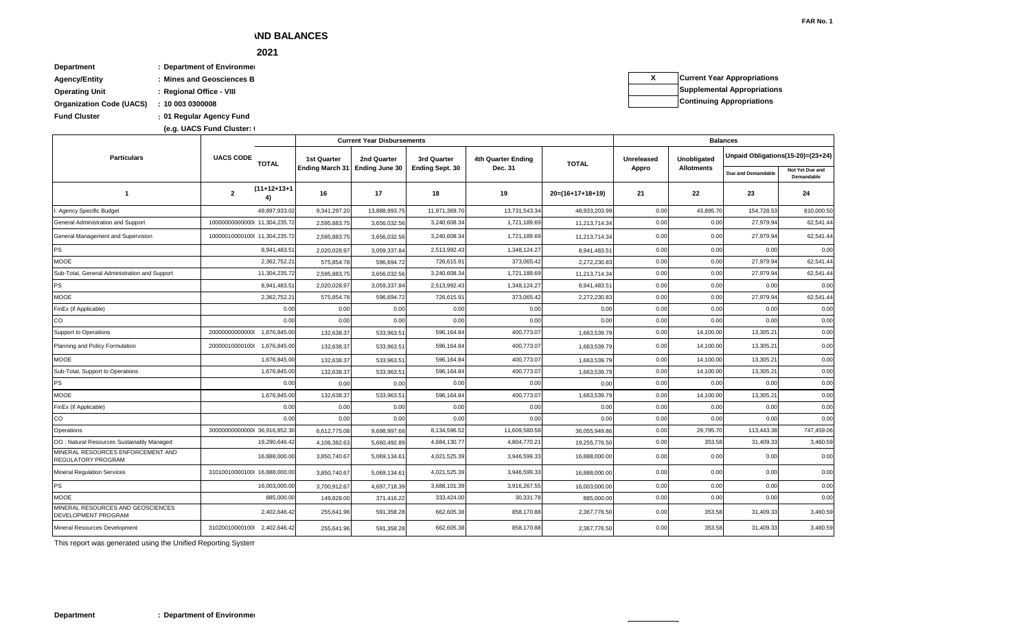**FAR No. 1**

## \ND BALANCES

## 2021

| | |
|---|---|
| **Department** | **: Department of Environme** |
| **Agency/Entity** | **: Mines and Geosciences B** |
| **Operating Unit** | **: Regional Office - VIII** |
| **Organization Code (UACS)** | **: 10 003 0300008** |
| **Fund Cluster** | **: 01 Regular Agency Fund** |
| | **(e.g. UACS Fund Cluster: (** |

| | |
|---|---|
| X | **Current Year Appropriations** |
| | **Supplemental Appropriations** |
| | **Continuing Appropriations** |

| Particulars | UACS CODE | TOTAL | Current Year Disbursements | | | | | Balances | | | |
|---|---|---|---|---|---|---|---|---|---|---|---|
| | | | 1st Quarter Ending March 31 | 2nd Quarter Ending June 30 | 3rd Quarter Ending Sept. 30 | 4th Quarter Ending Dec. 31 | TOTAL | Unreleased Appro | Unobligated Allotments | Unpaid Obligations(15-20)=(23+24) | |
| | | | | | | | | | | Due and Demandable | Not Yet Due and Demandable |
| 1 | 2 | (11+12+13+14) | 16 | 17 | 18 | 19 | 20=(16+17+18+19) | 21 | 22 | 23 | 24 |
| I. Agency Specific Budget | | 49,897,933.02 | 9,341,297.20 | 13,888,993.75 | 11,971,369.70 | 13,731,543.34 | 48,933,203.99 | 0.00 | 43,895.70 | 154,728.53 | 810,000.50 |
| General Administration and Support | 100000000000000( | 11,304,235.72 | 2,595,883.75 | 3,656,032.56 | 3,240,608.34 | 1,721,189.69 | 11,213,714.34 | 0.00 | 0.00 | 27,979.94 | 62,541.44 |
| General Management and Supervision | 100000100001000( | 11,304,235.72 | 2,595,883.75 | 3,656,032.56 | 3,240,608.34 | 1,721,189.69 | 11,213,714.34 | 0.00 | 0.00 | 27,979.94 | 62,541.44 |
| PS | | 8,941,483.51 | 2,020,028.97 | 3,059,337.84 | 2,513,992.43 | 1,348,124.27 | 8,941,483.51 | 0.00 | 0.00 | 0.00 | 0.00 |
| MOOE | | 2,362,752.21 | 575,854.78 | 596,694.72 | 726,615.91 | 373,065.42 | 2,272,230.83 | 0.00 | 0.00 | 27,979.94 | 62,541.44 |
| Sub-Total, General Administration and Support | | 11,304,235.72 | 2,595,883.75 | 3,656,032.56 | 3,240,608.34 | 1,721,189.69 | 11,213,714.34 | 0.00 | 0.00 | 27,979.94 | 62,541.44 |
| PS | | 8,941,483.51 | 2,020,028.97 | 3,059,337.84 | 2,513,992.43 | 1,348,124.27 | 8,941,483.51 | 0.00 | 0.00 | 0.00 | 0.00 |
| MOOE | | 2,362,752.21 | 575,854.78 | 596,694.72 | 726,615.91 | 373,065.42 | 2,272,230.83 | 0.00 | 0.00 | 27,979.94 | 62,541.44 |
| FinEx (if Applicable) | | 0.00 | 0.00 | 0.00 | 0.00 | 0.00 | 0.00 | 0.00 | 0.00 | 0.00 | 0.00 |
| CO | | 0.00 | 0.00 | 0.00 | 0.00 | 0.00 | 0.00 | 0.00 | 0.00 | 0.00 | 0.00 |
| Support to Operations | 200000000000000( | 1,676,845.00 | 132,638.37 | 533,963.51 | 596,164.84 | 400,773.07 | 1,663,539.79 | 0.00 | 14,100.00 | 13,305.21 | 0.00 |
| Planning and Policy Formulation | 200000100001000( | 1,676,845.00 | 132,638.37 | 533,963.51 | 596,164.84 | 400,773.07 | 1,663,539.79 | 0.00 | 14,100.00 | 13,305.21 | 0.00 |
| MOOE | | 1,676,845.00 | 132,638.37 | 533,963.51 | 596,164.84 | 400,773.07 | 1,663,539.79 | 0.00 | 14,100.00 | 13,305.21 | 0.00 |
| Sub-Total, Support to Operations | | 1,676,845.00 | 132,638.37 | 533,963.51 | 596,164.84 | 400,773.07 | 1,663,539.79 | 0.00 | 14,100.00 | 13,305.21 | 0.00 |
| PS | | 0.00 | 0.00 | 0.00 | 0.00 | 0.00 | 0.00 | 0.00 | 0.00 | 0.00 | 0.00 |
| MOOE | | 1,676,845.00 | 132,638.37 | 533,963.51 | 596,164.84 | 400,773.07 | 1,663,539.79 | 0.00 | 14,100.00 | 13,305.21 | 0.00 |
| FinEx (if Applicable) | | 0.00 | 0.00 | 0.00 | 0.00 | 0.00 | 0.00 | 0.00 | 0.00 | 0.00 | 0.00 |
| CO | | 0.00 | 0.00 | 0.00 | 0.00 | 0.00 | 0.00 | 0.00 | 0.00 | 0.00 | 0.00 |
| Operations | 300000000000000( | 36,916,852.30 | 6,612,775.08 | 9,698,997.68 | 8,134,596.52 | 11,609,580.58 | 36,055,949.86 | 0.00 | 29,795.70 | 113,443.38 | 747,459.06 |
| OO : Natural Resources Sustainably Managed | | 19,290,646.42 | 4,106,382.63 | 5,660,492.89 | 4,684,130.77 | 4,804,770.21 | 19,255,776.50 | 0.00 | 353.58 | 31,409.33 | 3,460.59 |
| MINERAL RESOURCES ENFORCEMENT AND REGULATORY PROGRAM | | 16,888,000.00 | 3,850,740.67 | 5,069,134.61 | 4,021,525.39 | 3,946,599.33 | 16,888,000.00 | 0.00 | 0.00 | 0.00 | 0.00 |
| Mineral Regulation Services | 310100100001000( | 16,888,000.00 | 3,850,740.67 | 5,069,134.61 | 4,021,525.39 | 3,946,599.33 | 16,888,000.00 | 0.00 | 0.00 | 0.00 | 0.00 |
| PS | | 16,003,000.00 | 3,700,912.67 | 4,697,718.39 | 3,688,101.39 | 3,916,267.55 | 16,003,000.00 | 0.00 | 0.00 | 0.00 | 0.00 |
| MOOE | | 885,000.00 | 149,828.00 | 371,416.22 | 333,424.00 | 30,331.78 | 885,000.00 | 0.00 | 0.00 | 0.00 | 0.00 |
| MINERAL RESOURCES AND GEOSCIENCES DEVELOPMENT PROGRAM | | 2,402,646.42 | 255,641.96 | 591,358.28 | 662,605.38 | 858,170.88 | 2,367,776.50 | 0.00 | 353.58 | 31,409.33 | 3,460.59 |
| Mineral Resources Development | 310200100001000( | 2,402,646.42 | 255,641.96 | 591,358.28 | 662,605.38 | 858,170.88 | 2,367,776.50 | 0.00 | 353.58 | 31,409.33 | 3,460.59 |

This report was generated using the Unified Reporting System

**Department** **: Department of Environme**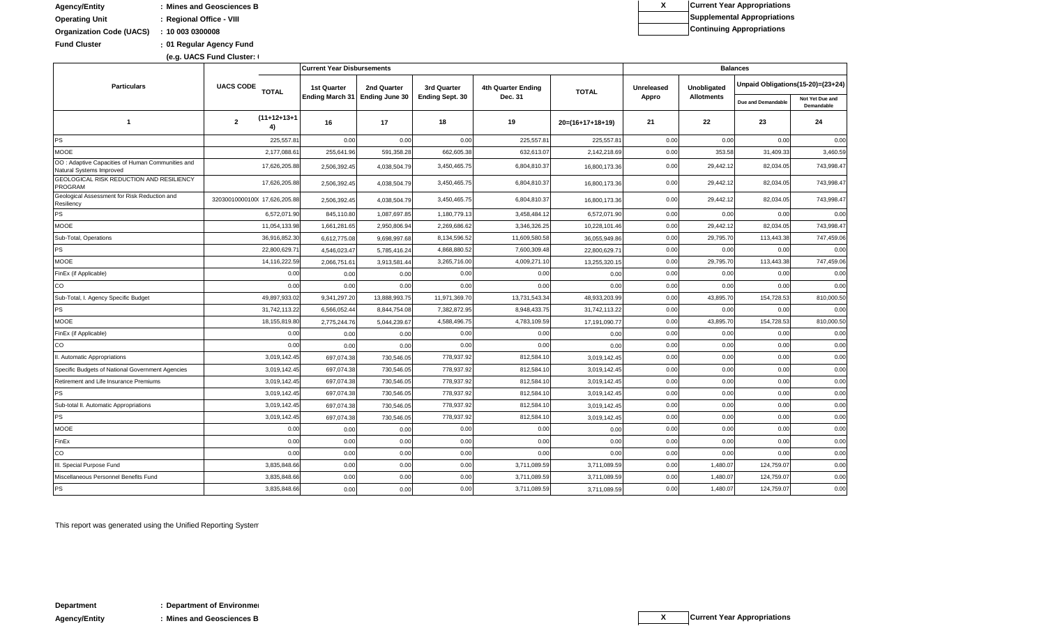**Agency/Entity** : **Mines and Geosciences B**

**Operating Unit** : **Regional Office - VIII**

**Organization Code (UACS)** : **10 003 0300008**

**Fund Cluster** : **01 Regular Agency Fund**

**(e.g. UACS Fund Cluster: (**

| X | Current Year Appropriations |
|---|---|
| | Supplemental Appropriations |
| | Continuing Appropriations |

| Particulars | UACS CODE | TOTAL | Current Year Disbursements | | | | | Balances | | | |
|---|---|---|---|---|---|---|---|---|---|---|---|
| | | | 1st Quarter Ending March 31 | 2nd Quarter Ending June 30 | 3rd Quarter Ending Sept. 30 | 4th Quarter Ending Dec. 31 | TOTAL | Unreleased Appro | Unobligated Allotments | Unpaid Obligations(15-20)=(23+24) | |
| | | | | | | | | | | Due and Demandable | Not Yet Due and Demandable |
| 1 | 2 | (11+12+13+14) | 16 | 17 | 18 | 19 | 20=(16+17+18+19) | 21 | 22 | 23 | 24 |
| PS | | 225,557.81 | 0.00 | 0.00 | 0.00 | 225,557.81 | 225,557.81 | 0.00 | 0.00 | 0.00 | 0.00 |
| MOOE | | 2,177,088.61 | 255,641.96 | 591,358.28 | 662,605.38 | 632,613.07 | 2,142,218.69 | 0.00 | 353.58 | 31,409.33 | 3,460.59 |
| OO : Adaptive Capacities of Human Communities and Natural Systems Improved | | 17,626,205.88 | 2,506,392.45 | 4,038,504.79 | 3,450,465.75 | 6,804,810.37 | 16,800,173.36 | 0.00 | 29,442.12 | 82,034.05 | 743,998.47 |
| GEOLOGICAL RISK REDUCTION AND RESILIENCY PROGRAM | | 17,626,205.88 | 2,506,392.45 | 4,038,504.79 | 3,450,465.75 | 6,804,810.37 | 16,800,173.36 | 0.00 | 29,442.12 | 82,034.05 | 743,998.47 |
| Geological Assessment for Risk Reduction and Resiliency | 320300100001000 | 17,626,205.88 | 2,506,392.45 | 4,038,504.79 | 3,450,465.75 | 6,804,810.37 | 16,800,173.36 | 0.00 | 29,442.12 | 82,034.05 | 743,998.47 |
| PS | | 6,572,071.90 | 845,110.80 | 1,087,697.85 | 1,180,779.13 | 3,458,484.12 | 6,572,071.90 | 0.00 | 0.00 | 0.00 | 0.00 |
| MOOE | | 11,054,133.98 | 1,661,281.65 | 2,950,806.94 | 2,269,686.62 | 3,346,326.25 | 10,228,101.46 | 0.00 | 29,442.12 | 82,034.05 | 743,998.47 |
| Sub-Total, Operations | | 36,916,852.30 | 6,612,775.08 | 9,698,997.68 | 8,134,596.52 | 11,609,580.58 | 36,055,949.86 | 0.00 | 29,795.70 | 113,443.38 | 747,459.06 |
| PS | | 22,800,629.71 | 4,546,023.47 | 5,785,416.24 | 4,868,880.52 | 7,600,309.48 | 22,800,629.71 | 0.00 | 0.00 | 0.00 | 0.00 |
| MOOE | | 14,116,222.59 | 2,066,751.61 | 3,913,581.44 | 3,265,716.00 | 4,009,271.10 | 13,255,320.15 | 0.00 | 29,795.70 | 113,443.38 | 747,459.06 |
| FinEx (if Applicable) | | 0.00 | 0.00 | 0.00 | 0.00 | 0.00 | 0.00 | 0.00 | 0.00 | 0.00 | 0.00 |
| CO | | 0.00 | 0.00 | 0.00 | 0.00 | 0.00 | 0.00 | 0.00 | 0.00 | 0.00 | 0.00 |
| Sub-Total, I. Agency Specific Budget | | 49,897,933.02 | 9,341,297.20 | 13,888,993.75 | 11,971,369.70 | 13,731,543.34 | 48,933,203.99 | 0.00 | 43,895.70 | 154,728.53 | 810,000.50 |
| PS | | 31,742,113.22 | 6,566,052.44 | 8,844,754.08 | 7,382,872.95 | 8,948,433.75 | 31,742,113.22 | 0.00 | 0.00 | 0.00 | 0.00 |
| MOOE | | 18,155,819.80 | 2,775,244.76 | 5,044,239.67 | 4,588,496.75 | 4,783,109.59 | 17,191,090.77 | 0.00 | 43,895.70 | 154,728.53 | 810,000.50 |
| FinEx (if Applicable) | | 0.00 | 0.00 | 0.00 | 0.00 | 0.00 | 0.00 | 0.00 | 0.00 | 0.00 | 0.00 |
| CO | | 0.00 | 0.00 | 0.00 | 0.00 | 0.00 | 0.00 | 0.00 | 0.00 | 0.00 | 0.00 |
| II. Automatic Appropriations | | 3,019,142.45 | 697,074.38 | 730,546.05 | 778,937.92 | 812,584.10 | 3,019,142.45 | 0.00 | 0.00 | 0.00 | 0.00 |
| Specific Budgets of National Government Agencies | | 3,019,142.45 | 697,074.38 | 730,546.05 | 778,937.92 | 812,584.10 | 3,019,142.45 | 0.00 | 0.00 | 0.00 | 0.00 |
| Retirement and Life Insurance Premiums | | 3,019,142.45 | 697,074.38 | 730,546.05 | 778,937.92 | 812,584.10 | 3,019,142.45 | 0.00 | 0.00 | 0.00 | 0.00 |
| PS | | 3,019,142.45 | 697,074.38 | 730,546.05 | 778,937.92 | 812,584.10 | 3,019,142.45 | 0.00 | 0.00 | 0.00 | 0.00 |
| Sub-total II. Automatic Appropriations | | 3,019,142.45 | 697,074.38 | 730,546.05 | 778,937.92 | 812,584.10 | 3,019,142.45 | 0.00 | 0.00 | 0.00 | 0.00 |
| PS | | 3,019,142.45 | 697,074.38 | 730,546.05 | 778,937.92 | 812,584.10 | 3,019,142.45 | 0.00 | 0.00 | 0.00 | 0.00 |
| MOOE | | 0.00 | 0.00 | 0.00 | 0.00 | 0.00 | 0.00 | 0.00 | 0.00 | 0.00 | 0.00 |
| FinEx | | 0.00 | 0.00 | 0.00 | 0.00 | 0.00 | 0.00 | 0.00 | 0.00 | 0.00 | 0.00 |
| CO | | 0.00 | 0.00 | 0.00 | 0.00 | 0.00 | 0.00 | 0.00 | 0.00 | 0.00 | 0.00 |
| III. Special Purpose Fund | | 3,835,848.66 | 0.00 | 0.00 | 0.00 | 3,711,089.59 | 3,711,089.59 | 0.00 | 1,480.07 | 124,759.07 | 0.00 |
| Miscellaneous Personnel Benefits Fund | | 3,835,848.66 | 0.00 | 0.00 | 0.00 | 3,711,089.59 | 3,711,089.59 | 0.00 | 1,480.07 | 124,759.07 | 0.00 |
| PS | | 3,835,848.66 | 0.00 | 0.00 | 0.00 | 3,711,089.59 | 3,711,089.59 | 0.00 | 1,480.07 | 124,759.07 | 0.00 |

This report was generated using the Unified Reporting System

**Department** : **Department of Environme**

**Agency/Entity** : **Mines and Geosciences B**

| X | Current Year Appropriations |
|---|---|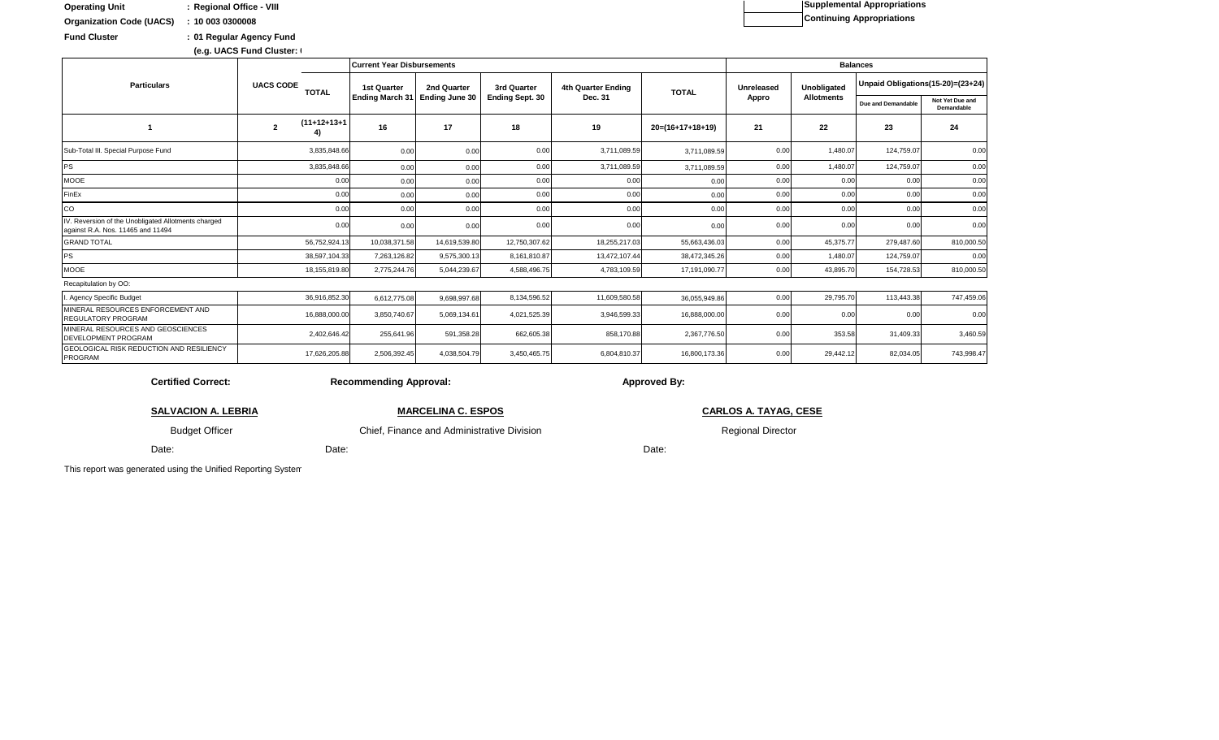**Operating Unit** : **Regional Office - VIII**

**Organization Code (UACS)** : **10 003 0300008**

**Fund Cluster** : **01 Regular Agency Fund**

**(e.g. UACS Fund Cluster: (**

| Supplemental Appropriations |
|---|
| Continuing Appropriations |

| Particulars | UACS CODE | TOTAL | Current Year Disbursements | | | | | Balances | | | |
|---|---|---|---|---|---|---|---|---|---|---|---|
| | | | 1st Quarter Ending March 31 | 2nd Quarter Ending June 30 | 3rd Quarter Ending Sept. 30 | 4th Quarter Ending Dec. 31 | TOTAL | Unreleased Appro | Unobligated Allotments | Unpaid Obligations(15-20)=(23+24) | |
| | | | | | | | | | | Due and Demandable | Not Yet Due and Demandable |
| 1 | 2 | (11+12+13+14) | 16 | 17 | 18 | 19 | 20=(16+17+18+19) | 21 | 22 | 23 | 24 |
| Sub-Total III. Special Purpose Fund | | 3,835,848.66 | 0.00 | 0.00 | 0.00 | 3,711,089.59 | 3,711,089.59 | 0.00 | 1,480.07 | 124,759.07 | 0.00 |
| PS | | 3,835,848.66 | 0.00 | 0.00 | 0.00 | 3,711,089.59 | 3,711,089.59 | 0.00 | 1,480.07 | 124,759.07 | 0.00 |
| MOOE | | 0.00 | 0.00 | 0.00 | 0.00 | 0.00 | 0.00 | 0.00 | 0.00 | 0.00 | 0.00 |
| FinEx | | 0.00 | 0.00 | 0.00 | 0.00 | 0.00 | 0.00 | 0.00 | 0.00 | 0.00 | 0.00 |
| CO | | 0.00 | 0.00 | 0.00 | 0.00 | 0.00 | 0.00 | 0.00 | 0.00 | 0.00 | 0.00 |
| IV. Reversion of the Unobligated Allotments charged against R.A. Nos. 11465 and 11494 | | 0.00 | 0.00 | 0.00 | 0.00 | 0.00 | 0.00 | 0.00 | 0.00 | 0.00 | 0.00 |
| GRAND TOTAL | | 56,752,924.13 | 10,038,371.58 | 14,619,539.80 | 12,750,307.62 | 18,255,217.03 | 55,663,436.03 | 0.00 | 45,375.77 | 279,487.60 | 810,000.50 |
| PS | | 38,597,104.33 | 7,263,126.82 | 9,575,300.13 | 8,161,810.87 | 13,472,107.44 | 38,472,345.26 | 0.00 | 1,480.07 | 124,759.07 | 0.00 |
| MOOE | | 18,155,819.80 | 2,775,244.76 | 5,044,239.67 | 4,588,496.75 | 4,783,109.59 | 17,191,090.77 | 0.00 | 43,895.70 | 154,728.53 | 810,000.50 |
| Recapitulation by OO: | | | | | | | | | | | |
| I. Agency Specific Budget | | 36,916,852.30 | 6,612,775.08 | 9,698,997.68 | 8,134,596.52 | 11,609,580.58 | 36,055,949.86 | 0.00 | 29,795.70 | 113,443.38 | 747,459.06 |
| MINERAL RESOURCES ENFORCEMENT AND REGULATORY PROGRAM | | 16,888,000.00 | 3,850,740.67 | 5,069,134.61 | 4,021,525.39 | 3,946,599.33 | 16,888,000.00 | 0.00 | 0.00 | 0.00 | 0.00 |
| MINERAL RESOURCES AND GEOSCIENCES DEVELOPMENT PROGRAM | | 2,402,646.42 | 255,641.96 | 591,358.28 | 662,605.38 | 858,170.88 | 2,367,776.50 | 0.00 | 353.58 | 31,409.33 | 3,460.59 |
| GEOLOGICAL RISK REDUCTION AND RESILIENCY PROGRAM | | 17,626,205.88 | 2,506,392.45 | 4,038,504.79 | 3,450,465.75 | 6,804,810.37 | 16,800,173.36 | 0.00 | 29,442.12 | 82,034.05 | 743,998.47 |

| Certified Correct: | Recommending Approval: | Approved By: |
|---|---|---|
| **SALVACION A. LEBRIA** | **MARCELINA C. ESPOS** | **CARLOS A. TAYAG, CESE** |
| Budget Officer | Chief, Finance and Administrative Division | Regional Director |
| Date: | Date: | Date: |

This report was generated using the Unified Reporting System